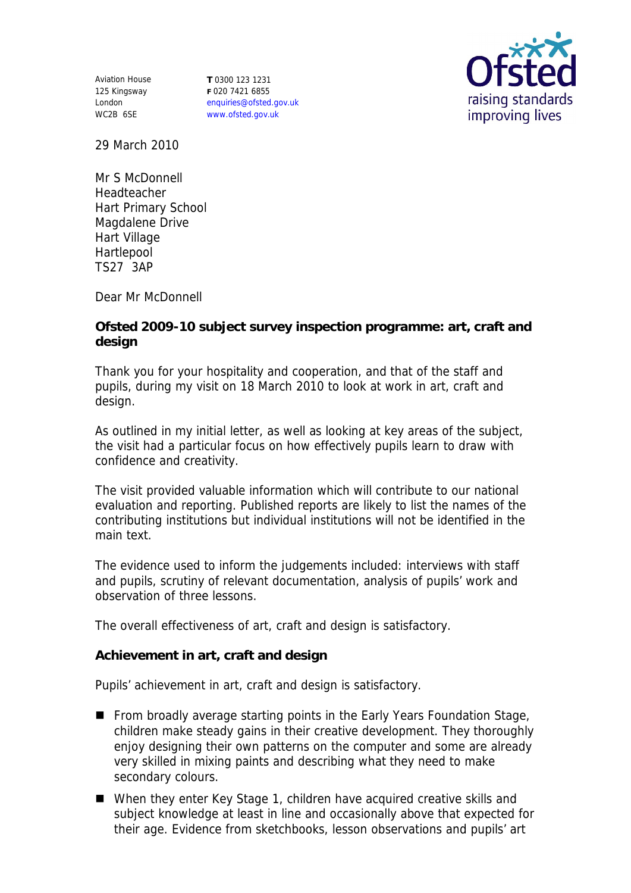Aviation House
125 Kingsway
London
WC2B 6SE

**T** 0300 123 1231
**F** 020 7421 6855
enquiries@ofsted.gov.uk
www.ofsted.gov.uk

29 March 2010

Mr S McDonnell
Headteacher
Hart Primary School
Magdalene Drive
Hart Village
Hartlepool
TS27 3AP

Dear Mr McDonnell

**Ofsted 2009-10 subject survey inspection programme: art, craft and design**

Thank you for your hospitality and cooperation, and that of the staff and pupils, during my visit on 18 March 2010 to look at work in art, craft and design.

As outlined in my initial letter, as well as looking at key areas of the subject, the visit had a particular focus on how effectively pupils learn to draw with confidence and creativity.

The visit provided valuable information which will contribute to our national evaluation and reporting. Published reports are likely to list the names of the contributing institutions but individual institutions will not be identified in the main text.

The evidence used to inform the judgements included: interviews with staff and pupils, scrutiny of relevant documentation, analysis of pupils' work and observation of three lessons.

The overall effectiveness of art, craft and design is satisfactory.

**Achievement in art, craft and design**

Pupils' achievement in art, craft and design is satisfactory.

- From broadly average starting points in the Early Years Foundation Stage, children make steady gains in their creative development. They thoroughly enjoy designing their own patterns on the computer and some are already very skilled in mixing paints and describing what they need to make secondary colours.
- When they enter Key Stage 1, children have acquired creative skills and subject knowledge at least in line and occasionally above that expected for their age. Evidence from sketchbooks, lesson observations and pupils' art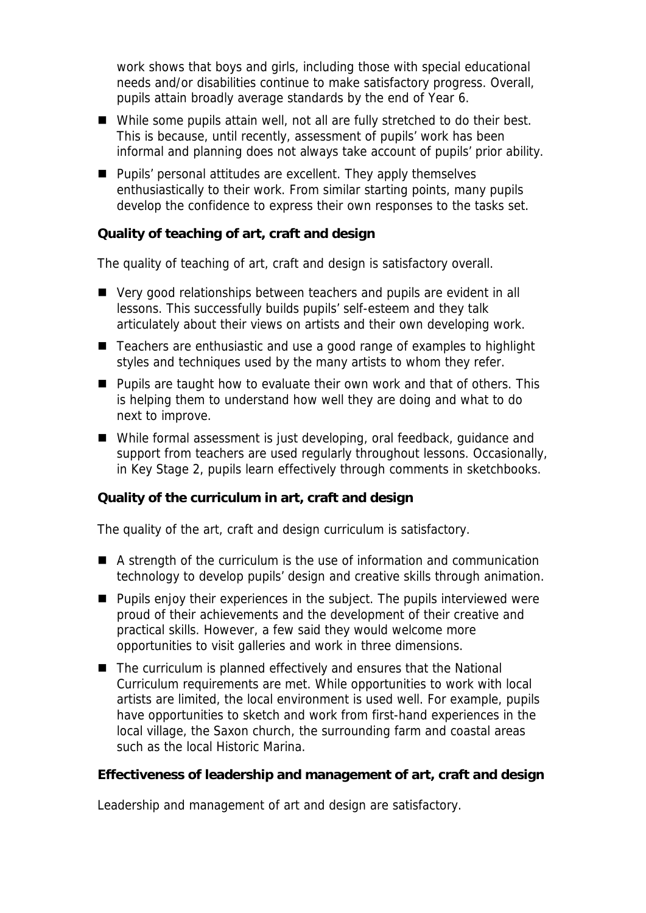work shows that boys and girls, including those with special educational needs and/or disabilities continue to make satisfactory progress. Overall, pupils attain broadly average standards by the end of Year 6.

- While some pupils attain well, not all are fully stretched to do their best. This is because, until recently, assessment of pupils' work has been informal and planning does not always take account of pupils' prior ability.
- Pupils' personal attitudes are excellent. They apply themselves enthusiastically to their work. From similar starting points, many pupils develop the confidence to express their own responses to the tasks set.

**Quality of teaching of art, craft and design**

The quality of teaching of art, craft and design is satisfactory overall.

- Very good relationships between teachers and pupils are evident in all lessons. This successfully builds pupils' self-esteem and they talk articulately about their views on artists and their own developing work.
- Teachers are enthusiastic and use a good range of examples to highlight styles and techniques used by the many artists to whom they refer.
- Pupils are taught how to evaluate their own work and that of others. This is helping them to understand how well they are doing and what to do next to improve.
- While formal assessment is just developing, oral feedback, guidance and support from teachers are used regularly throughout lessons. Occasionally, in Key Stage 2, pupils learn effectively through comments in sketchbooks.

**Quality of the curriculum in art, craft and design**

The quality of the art, craft and design curriculum is satisfactory.

- A strength of the curriculum is the use of information and communication technology to develop pupils' design and creative skills through animation.
- Pupils enjoy their experiences in the subject. The pupils interviewed were proud of their achievements and the development of their creative and practical skills. However, a few said they would welcome more opportunities to visit galleries and work in three dimensions.
- The curriculum is planned effectively and ensures that the National Curriculum requirements are met. While opportunities to work with local artists are limited, the local environment is used well. For example, pupils have opportunities to sketch and work from first-hand experiences in the local village, the Saxon church, the surrounding farm and coastal areas such as the local Historic Marina.

**Effectiveness of leadership and management of art, craft and design**

Leadership and management of art and design are satisfactory.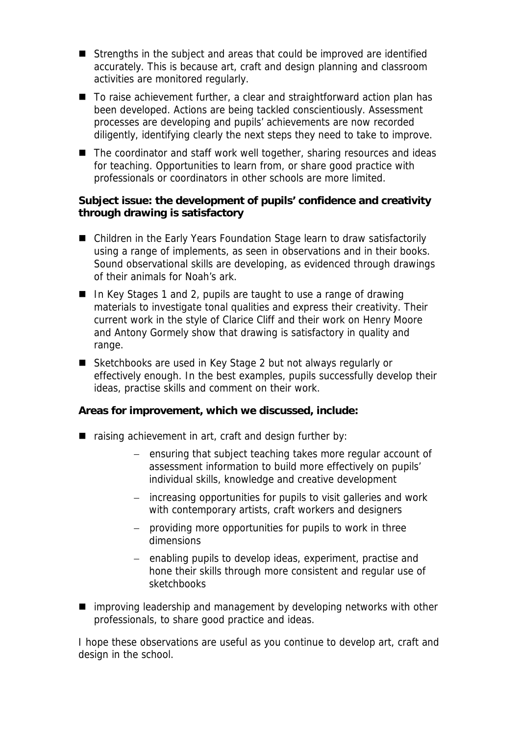- Strengths in the subject and areas that could be improved are identified accurately. This is because art, craft and design planning and classroom activities are monitored regularly.
- To raise achievement further, a clear and straightforward action plan has been developed. Actions are being tackled conscientiously. Assessment processes are developing and pupils' achievements are now recorded diligently, identifying clearly the next steps they need to take to improve.
- The coordinator and staff work well together, sharing resources and ideas for teaching. Opportunities to learn from, or share good practice with professionals or coordinators in other schools are more limited.

**Subject issue: the development of pupils' confidence and creativity through drawing is satisfactory**

- Children in the Early Years Foundation Stage learn to draw satisfactorily using a range of implements, as seen in observations and in their books. Sound observational skills are developing, as evidenced through drawings of their animals for Noah's ark.
- In Key Stages 1 and 2, pupils are taught to use a range of drawing materials to investigate tonal qualities and express their creativity. Their current work in the style of Clarice Cliff and their work on Henry Moore and Antony Gormely show that drawing is satisfactory in quality and range.
- Sketchbooks are used in Key Stage 2 but not always regularly or effectively enough. In the best examples, pupils successfully develop their ideas, practise skills and comment on their work.

**Areas for improvement, which we discussed, include:**

- raising achievement in art, craft and design further by:
  - ensuring that subject teaching takes more regular account of assessment information to build more effectively on pupils' individual skills, knowledge and creative development
  - increasing opportunities for pupils to visit galleries and work with contemporary artists, craft workers and designers
  - providing more opportunities for pupils to work in three dimensions
  - enabling pupils to develop ideas, experiment, practise and hone their skills through more consistent and regular use of sketchbooks
- improving leadership and management by developing networks with other professionals, to share good practice and ideas.

I hope these observations are useful as you continue to develop art, craft and design in the school.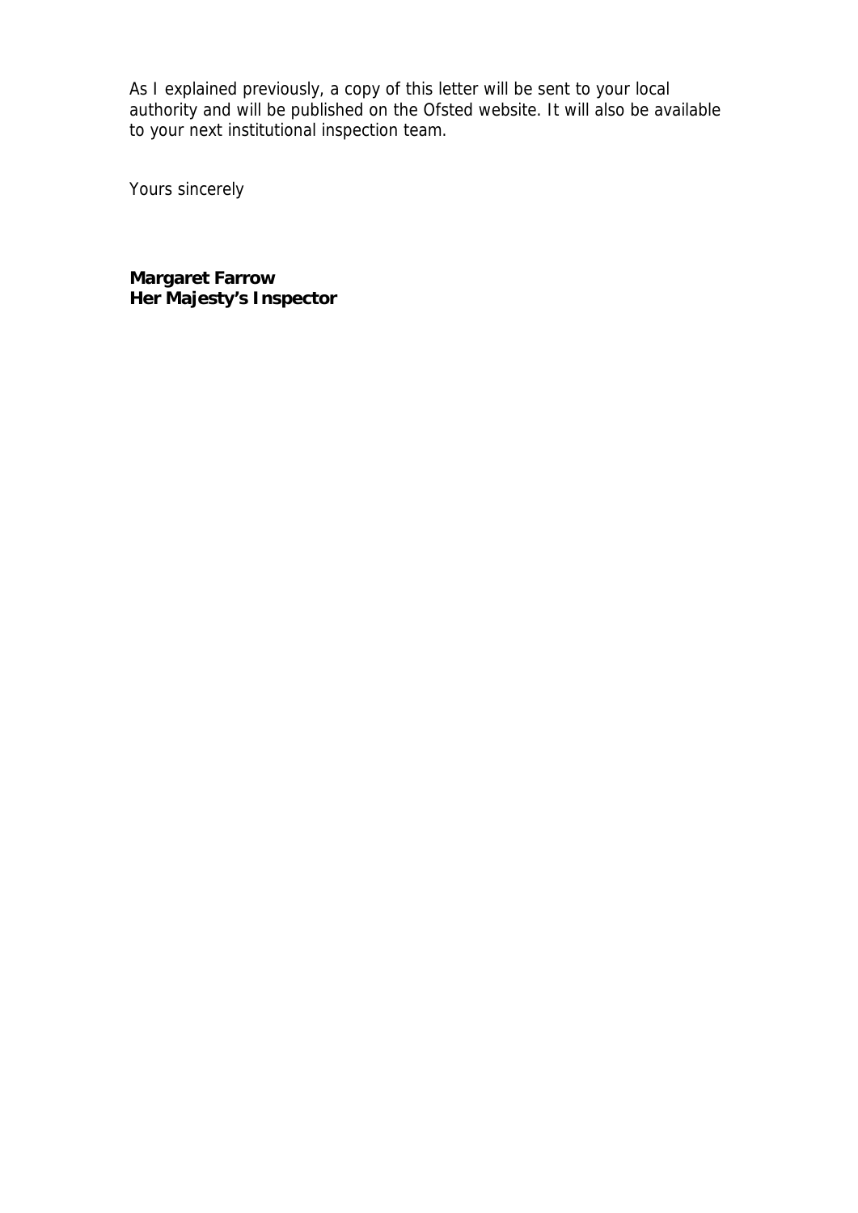As I explained previously, a copy of this letter will be sent to your local authority and will be published on the Ofsted website. It will also be available to your next institutional inspection team.

Yours sincerely

**Margaret Farrow**
**Her Majesty's Inspector**